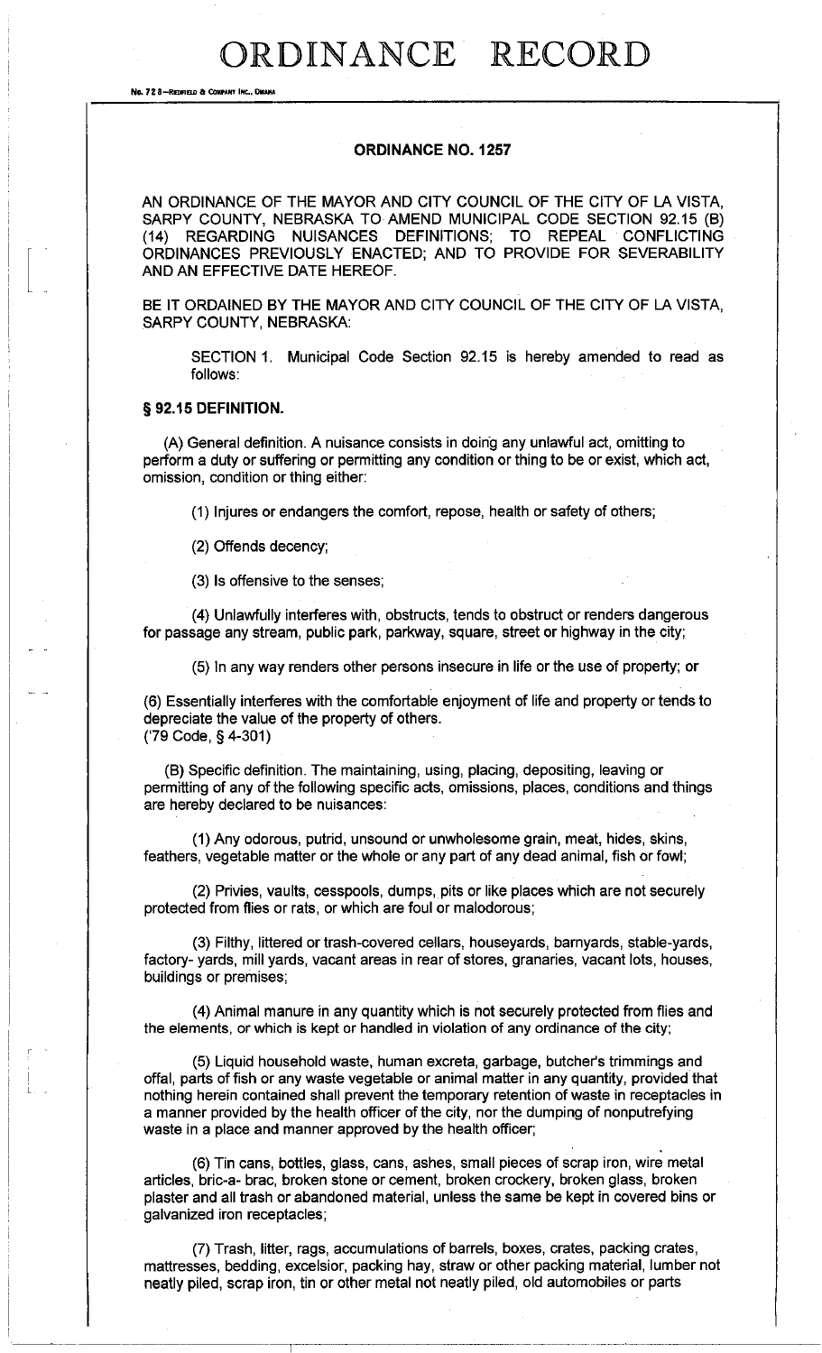# ORDINANCE RECORD

No. 72 8—REDFIELD & COMPANY INC., OMAHA

## ORDINANCE NO. 1257

AN ORDINANCE OF THE MAYOR AND CITY COUNCIL OF THE CITY OF LA VISTA, SARPY COUNTY, NEBRASKA TO AMEND MUNICIPAL CODE SECTION 92.15 (B) (14) REGARDING NUISANCES DEFINITIONS; TO REPEAL CONFLICTING ORDINANCES PREVIOUSLY ENACTED; AND TO PROVIDE FOR SEVERABILITY AND AN EFFECTIVE DATE HEREOF.

BE IT ORDAINED BY THE MAYOR AND CITY COUNCIL OF THE CITY OF LA VISTA, SARPY COUNTY, NEBRASKA:

SECTION 1. Municipal Code Section 92.15 is hereby amended to read as follows:

**§ 92.15 DEFINITION.**

(A) General definition. A nuisance consists in doing any unlawful act, omitting to perform a duty or suffering or permitting any condition or thing to be or exist, which act, omission, condition or thing either:

(1) Injures or endangers the comfort, repose, health or safety of others;

(2) Offends decency;

(3) Is offensive to the senses;

(4) Unlawfully interferes with, obstructs, tends to obstruct or renders dangerous for passage any stream, public park, parkway, square, street or highway in the city;

(5) In any way renders other persons insecure in life or the use of property; or

(6) Essentially interferes with the comfortable enjoyment of life and property or tends to depreciate the value of the property of others.
('79 Code, § 4-301)

(B) Specific definition. The maintaining, using, placing, depositing, leaving or permitting of any of the following specific acts, omissions, places, conditions and things are hereby declared to be nuisances:

(1) Any odorous, putrid, unsound or unwholesome grain, meat, hides, skins, feathers, vegetable matter or the whole or any part of any dead animal, fish or fowl;

(2) Privies, vaults, cesspools, dumps, pits or like places which are not securely protected from flies or rats, or which are foul or malodorous;

(3) Filthy, littered or trash-covered cellars, houseyards, barnyards, stable-yards, factory- yards, mill yards, vacant areas in rear of stores, granaries, vacant lots, houses, buildings or premises;

(4) Animal manure in any quantity which is not securely protected from flies and the elements, or which is kept or handled in violation of any ordinance of the city;

(5) Liquid household waste, human excreta, garbage, butcher's trimmings and offal, parts of fish or any waste vegetable or animal matter in any quantity, provided that nothing herein contained shall prevent the temporary retention of waste in receptacles in a manner provided by the health officer of the city, nor the dumping of nonputrefying waste in a place and manner approved by the health officer;

(6) Tin cans, bottles, glass, cans, ashes, small pieces of scrap iron, wire metal articles, bric-a- brac, broken stone or cement, broken crockery, broken glass, broken plaster and all trash or abandoned material, unless the same be kept in covered bins or galvanized iron receptacles;

(7) Trash, litter, rags, accumulations of barrels, boxes, crates, packing crates, mattresses, bedding, excelsior, packing hay, straw or other packing material, lumber not neatly piled, scrap iron, tin or other metal not neatly piled, old automobiles or parts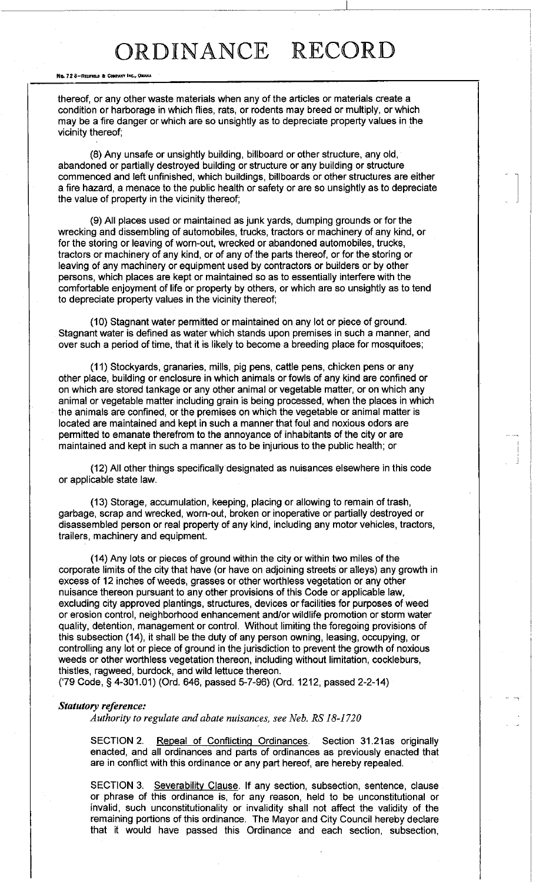thereof, or any other waste materials when any of the articles or materials create a condition or harborage in which flies, rats, or rodents may breed or multiply, or which may be a fire danger or which are so unsightly as to depreciate property values in the vicinity thereof;

(8) Any unsafe or unsightly building, billboard or other structure, any old, abandoned or partially destroyed building or structure or any building or structure commenced and left unfinished, which buildings, billboards or other structures are either a fire hazard, a menace to the public health or safety or are so unsightly as to depreciate the value of property in the vicinity thereof;

(9) All places used or maintained as junk yards, dumping grounds or for the wrecking and dissembling of automobiles, trucks, tractors or machinery of any kind, or for the storing or leaving of worn-out, wrecked or abandoned automobiles, trucks, tractors or machinery of any kind, or of any of the parts thereof, or for the storing or leaving of any machinery or equipment used by contractors or builders or by other persons, which places are kept or maintained so as to essentially interfere with the comfortable enjoyment of life or property by others, or which are so unsightly as to tend to depreciate property values in the vicinity thereof;

(10) Stagnant water permitted or maintained on any lot or piece of ground. Stagnant water is defined as water which stands upon premises in such a manner, and over such a period of time, that it is likely to become a breeding place for mosquitoes;

(11) Stockyards, granaries, mills, pig pens, cattle pens, chicken pens or any other place, building or enclosure in which animals or fowls of any kind are confined or on which are stored tankage or any other animal or vegetable matter, or on which any animal or vegetable matter including grain is being processed, when the places in which the animals are confined, or the premises on which the vegetable or animal matter is located are maintained and kept in such a manner that foul and noxious odors are permitted to emanate therefrom to the annoyance of inhabitants of the city or are maintained and kept in such a manner as to be injurious to the public health; or

(12) All other things specifically designated as nuisances elsewhere in this code or applicable state law.

(13) Storage, accumulation, keeping, placing or allowing to remain of trash, garbage, scrap and wrecked, worn-out, broken or inoperative or partially destroyed or disassembled person or real property of any kind, including any motor vehicles, tractors, trailers, machinery and equipment.

(14) Any lots or pieces of ground within the city or within two miles of the corporate limits of the city that have (or have on adjoining streets or alleys) any growth in excess of 12 inches of weeds, grasses or other worthless vegetation or any other nuisance thereon pursuant to any other provisions of this Code or applicable law, excluding city approved plantings, structures, devices or facilities for purposes of weed or erosion control, neighborhood enhancement and/or wildlife promotion or storm water quality, detention, management or control. Without limiting the foregoing provisions of this subsection (14), it shall be the duty of any person owning, leasing, occupying, or controlling any lot or piece of ground in the jurisdiction to prevent the growth of noxious weeds or other worthless vegetation thereon, including without limitation, cockleburs, thistles, ragweed, burdock, and wild lettuce thereon.
('79 Code, § 4-301.01) (Ord. 646, passed 5-7-96) (Ord. 1212, passed 2-2-14)

***Statutory reference:***

*Authority to regulate and abate nuisances, see Neb. RS 18-1720*

SECTION 2. Repeal of Conflicting Ordinances. Section 31.21as originally enacted, and all ordinances and parts of ordinances as previously enacted that are in conflict with this ordinance or any part hereof, are hereby repealed.

SECTION 3. Severability Clause. If any section, subsection, sentence, clause or phrase of this ordinance is, for any reason, held to be unconstitutional or invalid, such unconstitutionality or invalidity shall not affect the validity of the remaining portions of this ordinance. The Mayor and City Council hereby declare that it would have passed this Ordinance and each section, subsection,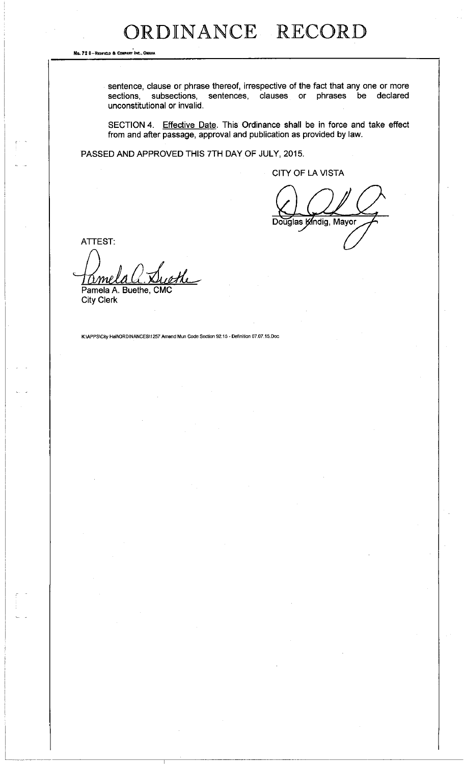# ORDINANCE RECORD

sentence, clause or phrase thereof, irrespective of the fact that any one or more sections, subsections, sentences, clauses or phrases be declared unconstitutional or invalid.

SECTION 4. Effective Date. This Ordinance shall be in force and take effect from and after passage, approval and publication as provided by law.

PASSED AND APPROVED THIS 7TH DAY OF JULY, 2015.

CITY OF LA VISTA

Douglas Kindig, Mayor

ATTEST:

Pamela A. Buethe, CMC
City Clerk

K:\APPS\City Hall\ORDINANCES\1257 Amend Mun Code Section 92.15 - Definition 07.07.15.Doc